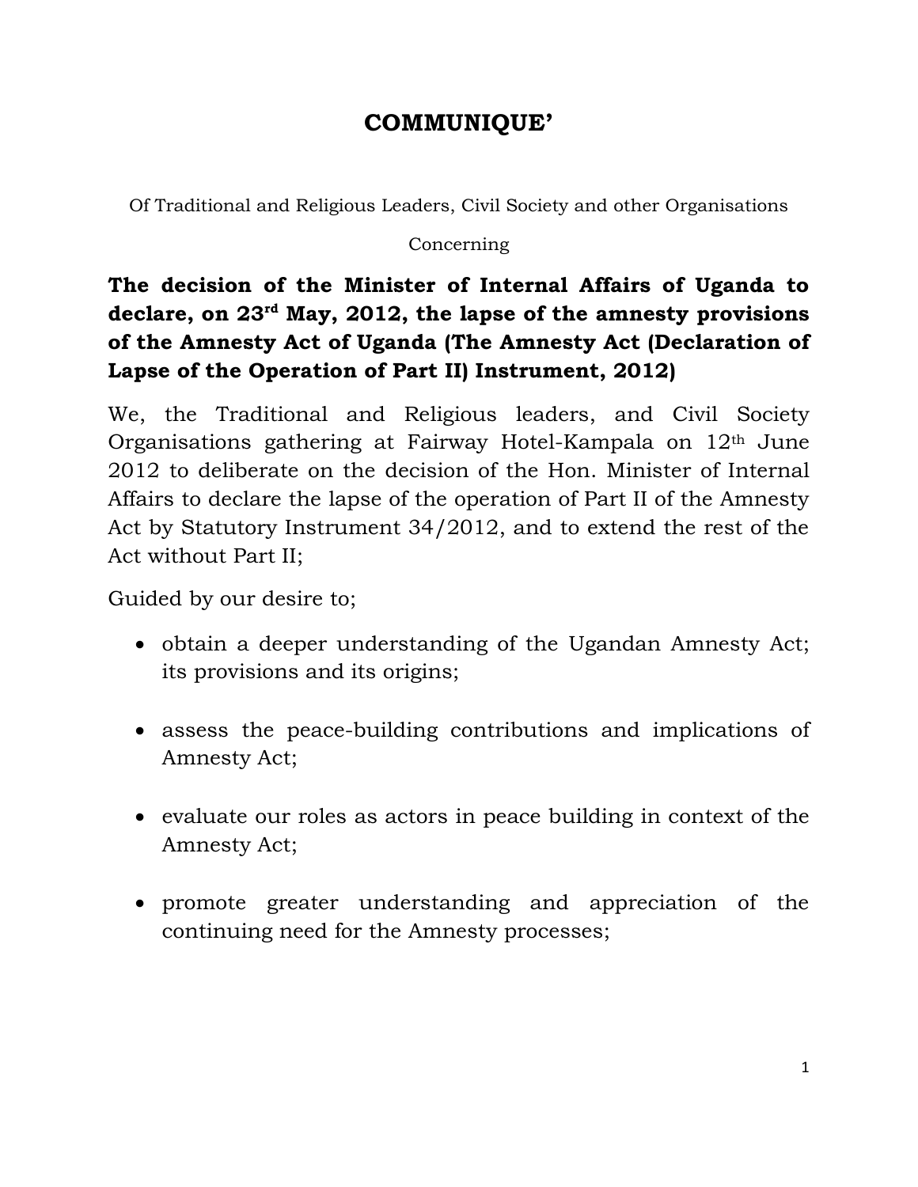# COMMUNIQUE'

Of Traditional and Religious Leaders, Civil Society and other Organisations

Concerning

**The decision of the Minister of Internal Affairs of Uganda to declare, on 23rd May, 2012, the lapse of the amnesty provisions of the Amnesty Act of Uganda (The Amnesty Act (Declaration of Lapse of the Operation of Part II) Instrument, 2012)**

We, the Traditional and Religious leaders, and Civil Society Organisations gathering at Fairway Hotel-Kampala on 12th June 2012 to deliberate on the decision of the Hon. Minister of Internal Affairs to declare the lapse of the operation of Part II of the Amnesty Act by Statutory Instrument 34/2012, and to extend the rest of the Act without Part II;

Guided by our desire to;

- obtain a deeper understanding of the Ugandan Amnesty Act; its provisions and its origins;
- assess the peace-building contributions and implications of Amnesty Act;
- evaluate our roles as actors in peace building in context of the Amnesty Act;
- promote greater understanding and appreciation of the continuing need for the Amnesty processes;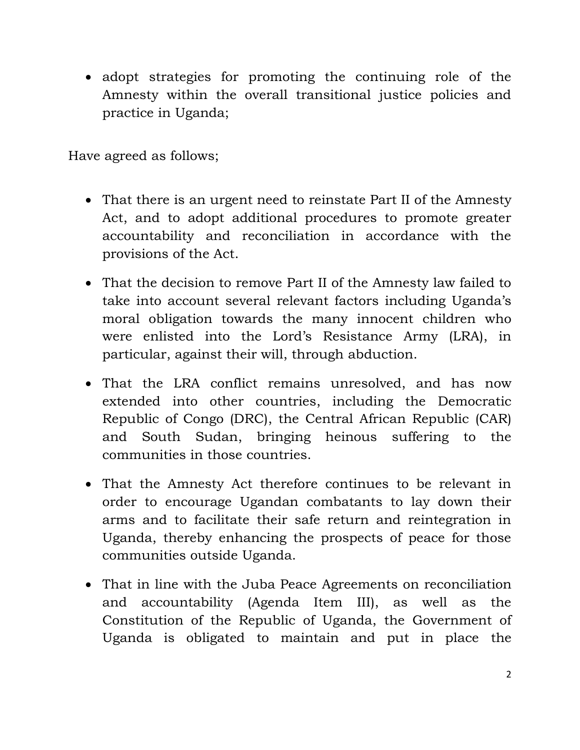- adopt strategies for promoting the continuing role of the Amnesty within the overall transitional justice policies and practice in Uganda;

Have agreed as follows;

- That there is an urgent need to reinstate Part II of the Amnesty Act, and to adopt additional procedures to promote greater accountability and reconciliation in accordance with the provisions of the Act.

- That the decision to remove Part II of the Amnesty law failed to take into account several relevant factors including Uganda's moral obligation towards the many innocent children who were enlisted into the Lord's Resistance Army (LRA), in particular, against their will, through abduction.

- That the LRA conflict remains unresolved, and has now extended into other countries, including the Democratic Republic of Congo (DRC), the Central African Republic (CAR) and South Sudan, bringing heinous suffering to the communities in those countries.

- That the Amnesty Act therefore continues to be relevant in order to encourage Ugandan combatants to lay down their arms and to facilitate their safe return and reintegration in Uganda, thereby enhancing the prospects of peace for those communities outside Uganda.

- That in line with the Juba Peace Agreements on reconciliation and accountability (Agenda Item III), as well as the Constitution of the Republic of Uganda, the Government of Uganda is obligated to maintain and put in place the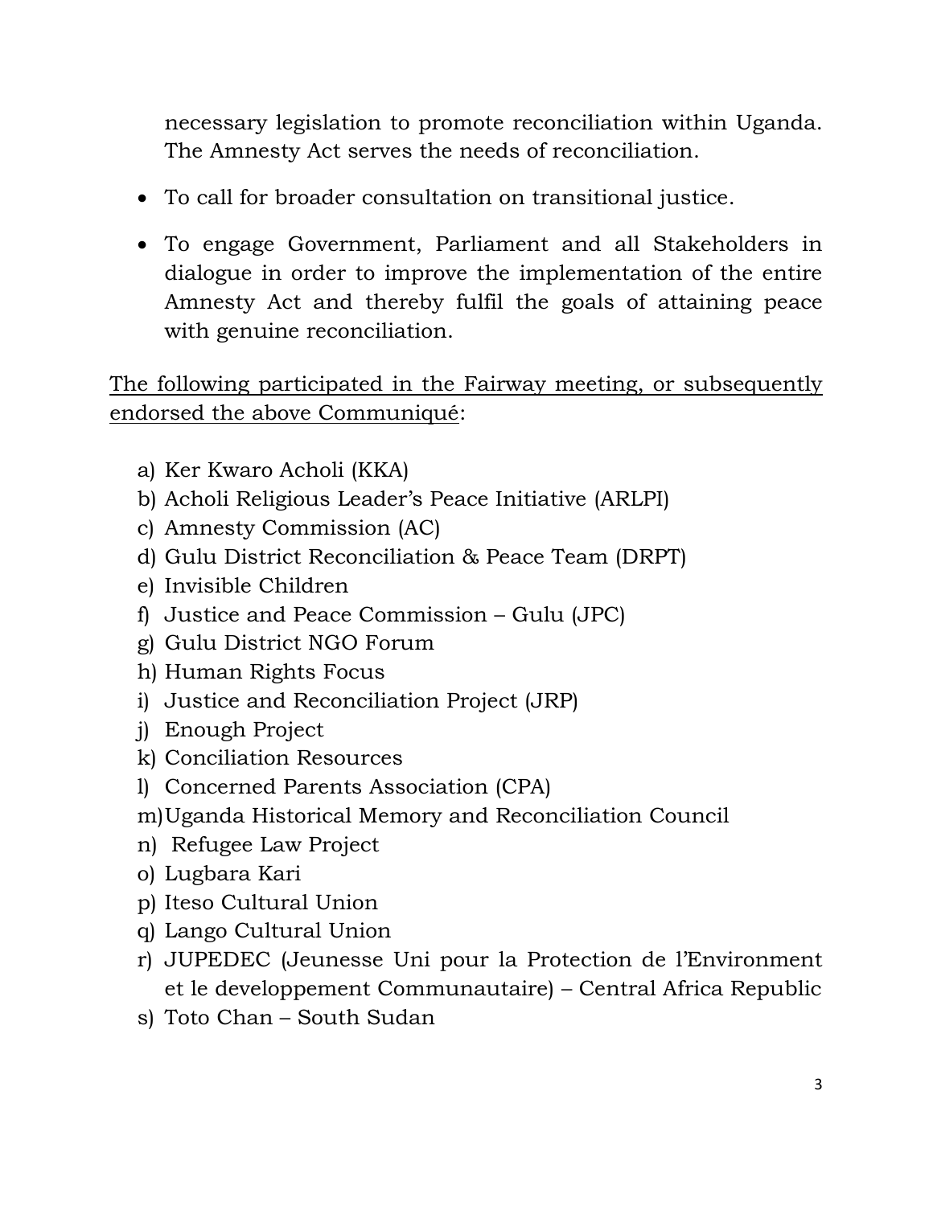necessary legislation to promote reconciliation within Uganda. The Amnesty Act serves the needs of reconciliation.

- To call for broader consultation on transitional justice.
- To engage Government, Parliament and all Stakeholders in dialogue in order to improve the implementation of the entire Amnesty Act and thereby fulfil the goals of attaining peace with genuine reconciliation.

<u>The following participated in the Fairway meeting, or subsequently endorsed the above Communiqué</u>:

a) Ker Kwaro Acholi (KKA)
b) Acholi Religious Leader's Peace Initiative (ARLPI)
c) Amnesty Commission (AC)
d) Gulu District Reconciliation & Peace Team (DRPT)
e) Invisible Children
f) Justice and Peace Commission – Gulu (JPC)
g) Gulu District NGO Forum
h) Human Rights Focus
i) Justice and Reconciliation Project (JRP)
j) Enough Project
k) Conciliation Resources
l) Concerned Parents Association (CPA)
m) Uganda Historical Memory and Reconciliation Council
n) Refugee Law Project
o) Lugbara Kari
p) Iteso Cultural Union
q) Lango Cultural Union
r) JUPEDEC (Jeunesse Uni pour la Protection de l'Environment et le developpement Communautaire) – Central Africa Republic
s) Toto Chan – South Sudan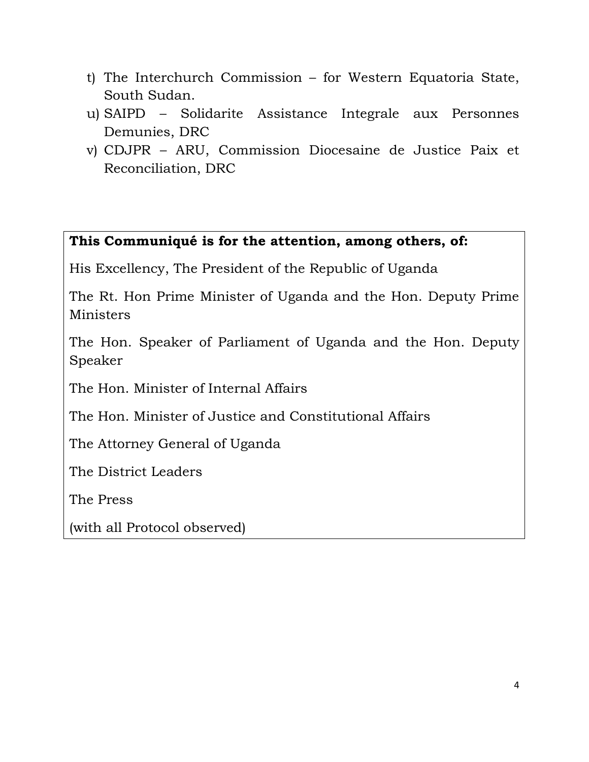t) The Interchurch Commission – for Western Equatoria State, South Sudan.
u) SAIPD – Solidarite Assistance Integrale aux Personnes Demunies, DRC
v) CDJPR – ARU, Commission Diocesaine de Justice Paix et Reconciliation, DRC

**This Communiqué is for the attention, among others, of:**

His Excellency, The President of the Republic of Uganda

The Rt. Hon Prime Minister of Uganda and the Hon. Deputy Prime Ministers

The Hon. Speaker of Parliament of Uganda and the Hon. Deputy Speaker

The Hon. Minister of Internal Affairs

The Hon. Minister of Justice and Constitutional Affairs

The Attorney General of Uganda

The District Leaders

The Press

(with all Protocol observed)